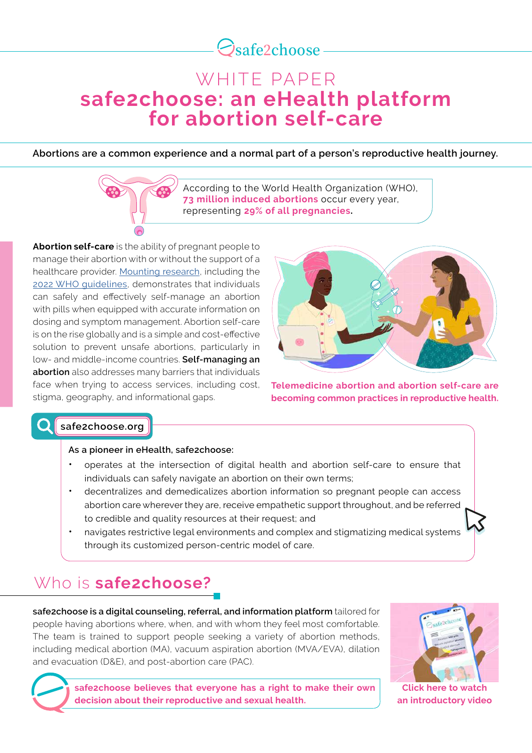safe2choose

# WHITE PAPER

# safe2choose: an eHealth platform for abortion self-care

**Abortions are a common experience and a normal part of a person's reproductive health journey.**

According to the World Health Organization (WHO), **73 million induced abortions** occur every year, representing **29% of all pregnancies.**

**Abortion self-care** is the ability of pregnant people to manage their abortion with or without the support of a healthcare provider. Mounting research, including the 2022 WHO guidelines, demonstrates that individuals can safely and effectively self-manage an abortion with pills when equipped with accurate information on dosing and symptom management. Abortion self-care is on the rise globally and is a simple and cost-effective solution to prevent unsafe abortions, particularly in low- and middle-income countries. **Self-managing an abortion** also addresses many barriers that individuals face when trying to access services, including cost, stigma, geography, and informational gaps.

**Telemedicine abortion and abortion self-care are becoming common practices in reproductive health.**

safe2choose.org

As a pioneer in eHealth, safe2choose:

- operates at the intersection of digital health and abortion self-care to ensure that individuals can safely navigate an abortion on their own terms;
- decentralizes and demedicalizes abortion information so pregnant people can access abortion care wherever they are, receive empathetic support throughout, and be referred to credible and quality resources at their request; and
- navigates restrictive legal environments and complex and stigmatizing medical systems through its customized person-centric model of care.

## Who is **safe2choose?**

**safe2choose is a digital counseling, referral, and information platform** tailored for people having abortions where, when, and with whom they feel most comfortable. The team is trained to support people seeking a variety of abortion methods, including medical abortion (MA), vacuum aspiration abortion (MVA/EVA), dilation and evacuation (D&E), and post-abortion care (PAC).

**safe2choose believes that everyone has a right to make their own decision about their reproductive and sexual health.**

**Click here to watch an introductory video**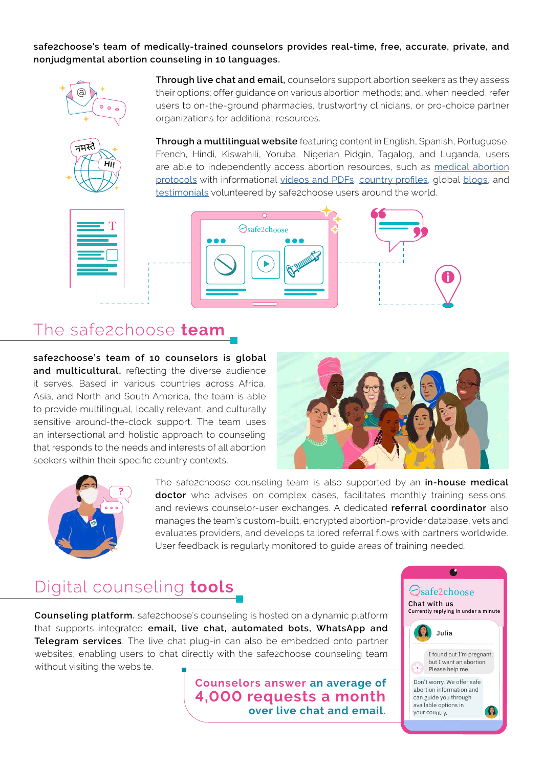**safe2choose's team of medically-trained counselors provides real-time, free, accurate, private, and nonjudgmental abortion counseling in 10 languages.**

**Through live chat and email,** counselors support abortion seekers as they assess their options; offer guidance on various abortion methods; and, when needed, refer users to on-the-ground pharmacies, trustworthy clinicians, or pro-choice partner organizations for additional resources.

**Through a multilingual website** featuring content in English, Spanish, Portuguese, French, Hindi, Kiswahili, Yoruba, Nigerian Pidgin, Tagalog, and Luganda, users are able to independently access abortion resources, such as medical abortion protocols with informational videos and PDFs, country profiles, global blogs, and testimonials volunteered by safe2choose users around the world.

## The safe2choose **team**

**safe2choose's team of 10 counselors is global and multicultural,** reflecting the diverse audience it serves. Based in various countries across Africa, Asia, and North and South America, the team is able to provide multilingual, locally relevant, and culturally sensitive around-the-clock support. The team uses an intersectional and holistic approach to counseling that responds to the needs and interests of all abortion seekers within their specific country contexts.

The safe2choose counseling team is also supported by an **in-house medical doctor** who advises on complex cases, facilitates monthly training sessions, and reviews counselor-user exchanges. A dedicated **referral coordinator** also manages the team's custom-built, encrypted abortion-provider database, vets and evaluates providers, and develops tailored referral flows with partners worldwide. User feedback is regularly monitored to guide areas of training needed.

## Digital counseling **tools**

**Counseling platform.** safe2choose's counseling is hosted on a dynamic platform that supports integrated **email, live chat, automated bots, WhatsApp and Telegram services**. The live chat plug-in can also be embedded onto partner websites, enabling users to chat directly with the safe2choose counseling team without visiting the website.

**Counselors answer an average of 4,000 requests a month over live chat and email.**

safe2choose
Chat with us
Currently replying in under a minute

Julia

I found out I'm pregnant, but I want an abortion. Please help me.

Don't worry. We offer safe abortion information and can guide you through available options in your country.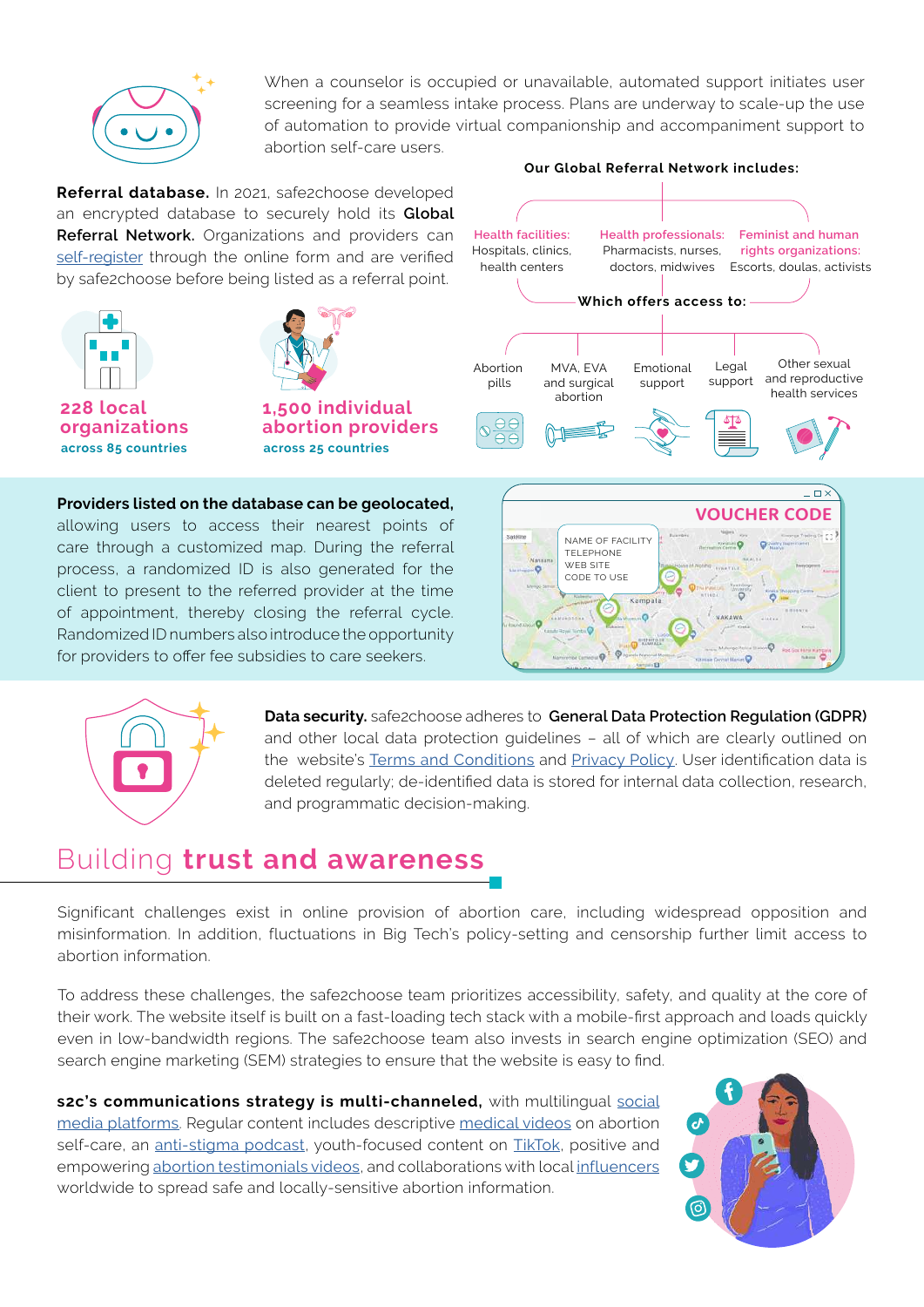When a counselor is occupied or unavailable, automated support initiates user screening for a seamless intake process. Plans are underway to scale-up the use of automation to provide virtual companionship and accompaniment support to abortion self-care users.

**Referral database.** In 2021, safe2choose developed an encrypted database to securely hold its **Global Referral Network.** Organizations and providers can self-register through the online form and are verified by safe2choose before being listed as a referral point.

**228 local organizations**
across 85 countries

**1,500 individual abortion providers**
across 25 countries

**Our Global Referral Network includes:**

- **Health facilities:** Hospitals, clinics, health centers
- **Health professionals:** Pharmacists, nurses, doctors, midwives
- **Feminist and human rights organizations:** Escorts, doulas, activists

**Which offers access to:**

- Abortion pills
- MVA, EVA and surgical abortion
- Emotional support
- Legal support
- Other sexual and reproductive health services

**Providers listed on the database can be geolocated,** allowing users to access their nearest points of care through a customized map. During the referral process, a randomized ID is also generated for the client to present to the referred provider at the time of appointment, thereby closing the referral cycle. Randomized ID numbers also introduce the opportunity for providers to offer fee subsidies to care seekers.

VOUCHER CODE

NAME OF FACILITY
TELEPHONE
WEB SITE
CODE TO USE

**Data security.** safe2choose adheres to **General Data Protection Regulation (GDPR)** and other local data protection guidelines – all of which are clearly outlined on the website's Terms and Conditions and Privacy Policy. User identification data is deleted regularly; de-identified data is stored for internal data collection, research, and programmatic decision-making.

# Building **trust and awareness**

Significant challenges exist in online provision of abortion care, including widespread opposition and misinformation. In addition, fluctuations in Big Tech's policy-setting and censorship further limit access to abortion information.

To address these challenges, the safe2choose team prioritizes accessibility, safety, and quality at the core of their work. The website itself is built on a fast-loading tech stack with a mobile-first approach and loads quickly even in low-bandwidth regions. The safe2choose team also invests in search engine optimization (SEO) and search engine marketing (SEM) strategies to ensure that the website is easy to find.

**s2c's communications strategy is multi-channeled,** with multilingual social media platforms. Regular content includes descriptive medical videos on abortion self-care, an anti-stigma podcast, youth-focused content on TikTok, positive and empowering abortion testimonials videos, and collaborations with local influencers worldwide to spread safe and locally-sensitive abortion information.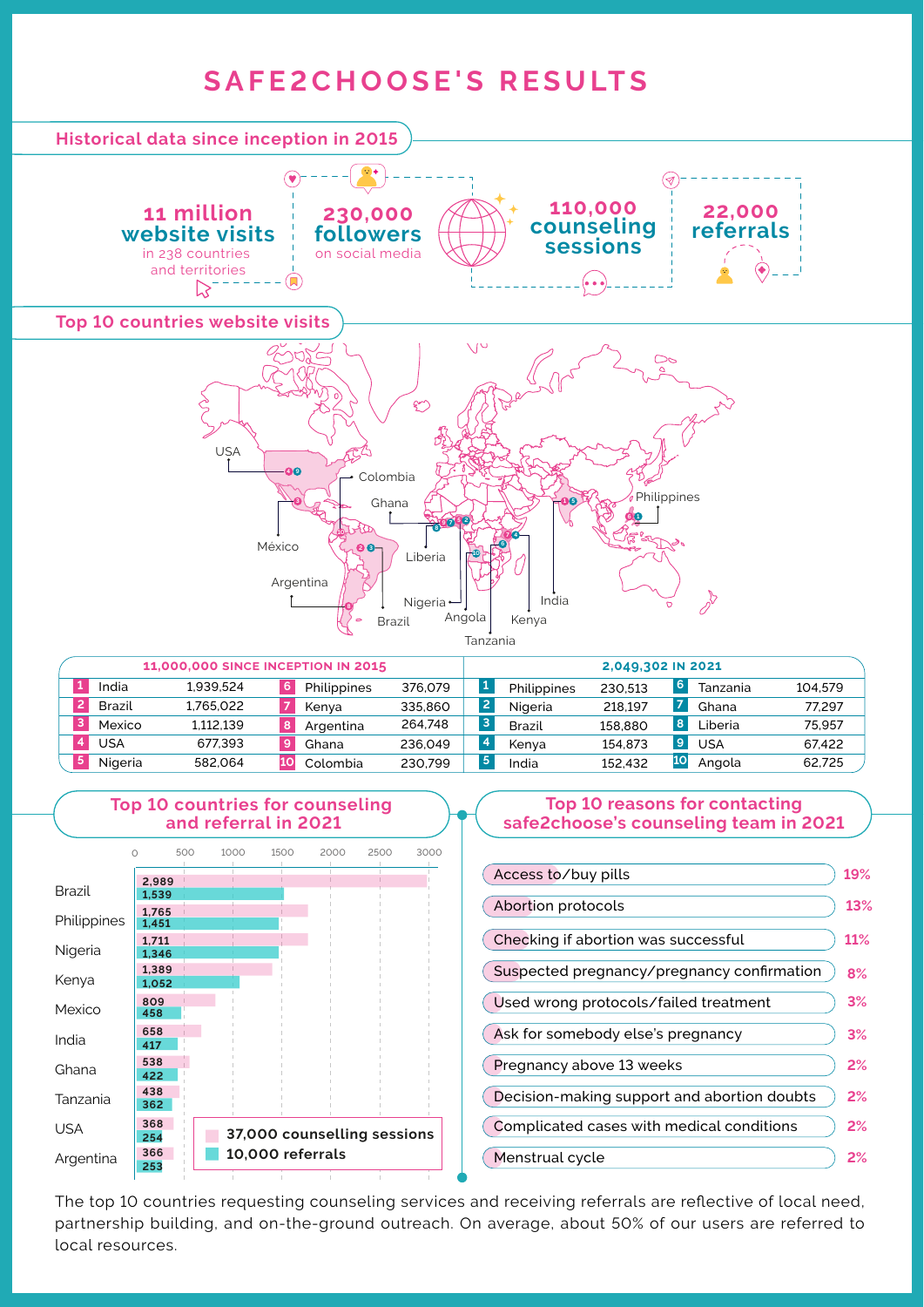# SAFE2CHOOSE'S RESULTS

## Historical data since inception in 2015

**11 million website visits** in 238 countries and territories

**230,000 followers** on social media

**110,000 counseling sessions**

**22,000 referrals**

## Top 10 countries website visits

USA
Colombia
Ghana
Philippines
México
Liberia
Argentina
Nigeria
India
Angola
Kenya
Brazil
Tanzania

| 11,000,000 SINCE INCEPTION IN 2015 | | | | | | 2,049,302 IN 2021 | | | | | |
|---|---|---|---|---|---|---|---|---|---|---|---|
| 1 | India | 1,939,524 | 6 | Philippines | 376,079 | 1 | Philippines | 230,513 | 6 | Tanzania | 104,579 |
| 2 | Brazil | 1,765,022 | 7 | Kenya | 335,860 | 2 | Nigeria | 218,197 | 7 | Ghana | 77,297 |
| 3 | Mexico | 1,112,139 | 8 | Argentina | 264,748 | 3 | Brazil | 158,880 | 8 | Liberia | 75,957 |
| 4 | USA | 677,393 | 9 | Ghana | 236,049 | 4 | Kenya | 154,873 | 9 | USA | 67,422 |
| 5 | Nigeria | 582,064 | 10 | Colombia | 230,799 | 5 | India | 152,432 | 10 | Angola | 62,725 |

## Top 10 countries for counseling and referral in 2021

0 500 1000 1500 2000 2500 3000

Brazil 2,989 1,539
Philippines 1,765 1,451
Nigeria 1,711 1,346
Kenya 1,389 1,052
Mexico 809 458
India 658 417
Ghana 538 422
Tanzania 438 362
USA 368 254
Argentina 366 253

**37,000 counselling sessions**
**10,000 referrals**

## Top 10 reasons for contacting safe2choose's counseling team in 2021

Access to/buy pills 19%
Abortion protocols 13%
Checking if abortion was successful 11%
Suspected pregnancy/pregnancy confirmation 8%
Used wrong protocols/failed treatment 3%
Ask for somebody else's pregnancy 3%
Pregnancy above 13 weeks 2%
Decision-making support and abortion doubts 2%
Complicated cases with medical conditions 2%
Menstrual cycle 2%

The top 10 countries requesting counseling services and receiving referrals are reflective of local need, partnership building, and on-the-ground outreach. On average, about 50% of our users are referred to local resources.